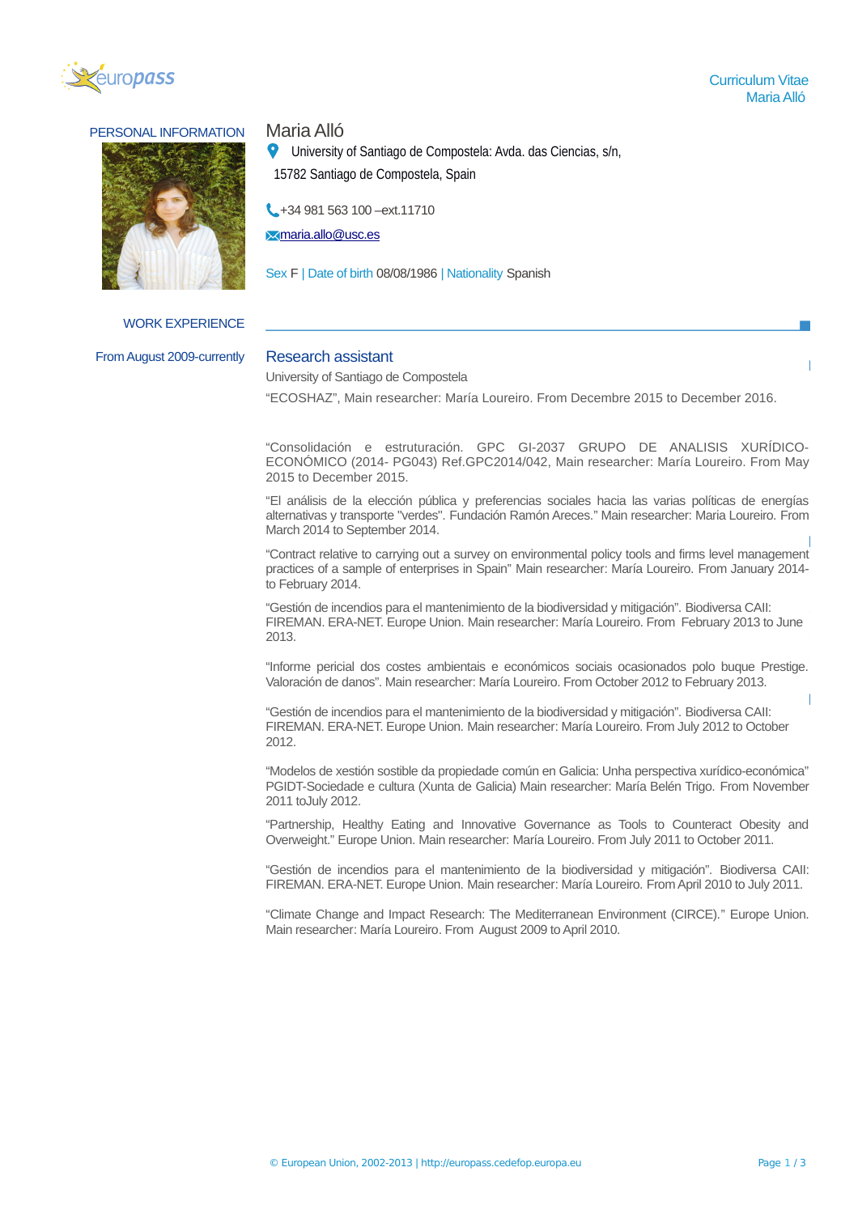Curriculum Vitae
Maria Alló

## PERSONAL INFORMATION

**Maria Alló**

University of Santiago de Compostela: Avda. das Ciencias, s/n, 15782 Santiago de Compostela, Spain

+34 981 563 100 –ext.11710

maria.allo@usc.es

Sex F | Date of birth 08/08/1986 | Nationality Spanish

## WORK EXPERIENCE

From August 2009-currently

### Research assistant

University of Santiago de Compostela

"ECOSHAZ", Main researcher: María Loureiro. From Decembre 2015 to December 2016.

"Consolidación e estruturación. GPC GI-2037 GRUPO DE ANALISIS XURÍDICO-ECONÓMICO (2014- PG043) Ref.GPC2014/042, Main researcher: María Loureiro. From May 2015 to December 2015.

"El análisis de la elección pública y preferencias sociales hacia las varias políticas de energías alternativas y transporte "verdes". Fundación Ramón Areces." Main researcher: Maria Loureiro. From March 2014 to September 2014.

"Contract relative to carrying out a survey on environmental policy tools and firms level management practices of a sample of enterprises in Spain" Main researcher: María Loureiro. From January 2014- to February 2014.

"Gestión de incendios para el mantenimiento de la biodiversidad y mitigación". Biodiversa CAII: FIREMAN. ERA-NET. Europe Union. Main researcher: María Loureiro. From February 2013 to June 2013.

"Informe pericial dos costes ambientais e económicos sociais ocasionados polo buque Prestige. Valoración de danos". Main researcher: María Loureiro. From October 2012 to February 2013.

"Gestión de incendios para el mantenimiento de la biodiversidad y mitigación". Biodiversa CAII: FIREMAN. ERA-NET. Europe Union. Main researcher: María Loureiro. From July 2012 to October 2012.

"Modelos de xestión sostible da propiedade común en Galicia: Unha perspectiva xurídico-económica" PGIDT-Sociedade e cultura (Xunta de Galicia) Main researcher: María Belén Trigo. From November 2011 toJuly 2012.

"Partnership, Healthy Eating and Innovative Governance as Tools to Counteract Obesity and Overweight." Europe Union. Main researcher: María Loureiro. From July 2011 to October 2011.

"Gestión de incendios para el mantenimiento de la biodiversidad y mitigación". Biodiversa CAII: FIREMAN. ERA-NET. Europe Union. Main researcher: María Loureiro. From April 2010 to July 2011.

"Climate Change and Impact Research: The Mediterranean Environment (CIRCE)." Europe Union. Main researcher: María Loureiro. From August 2009 to April 2010.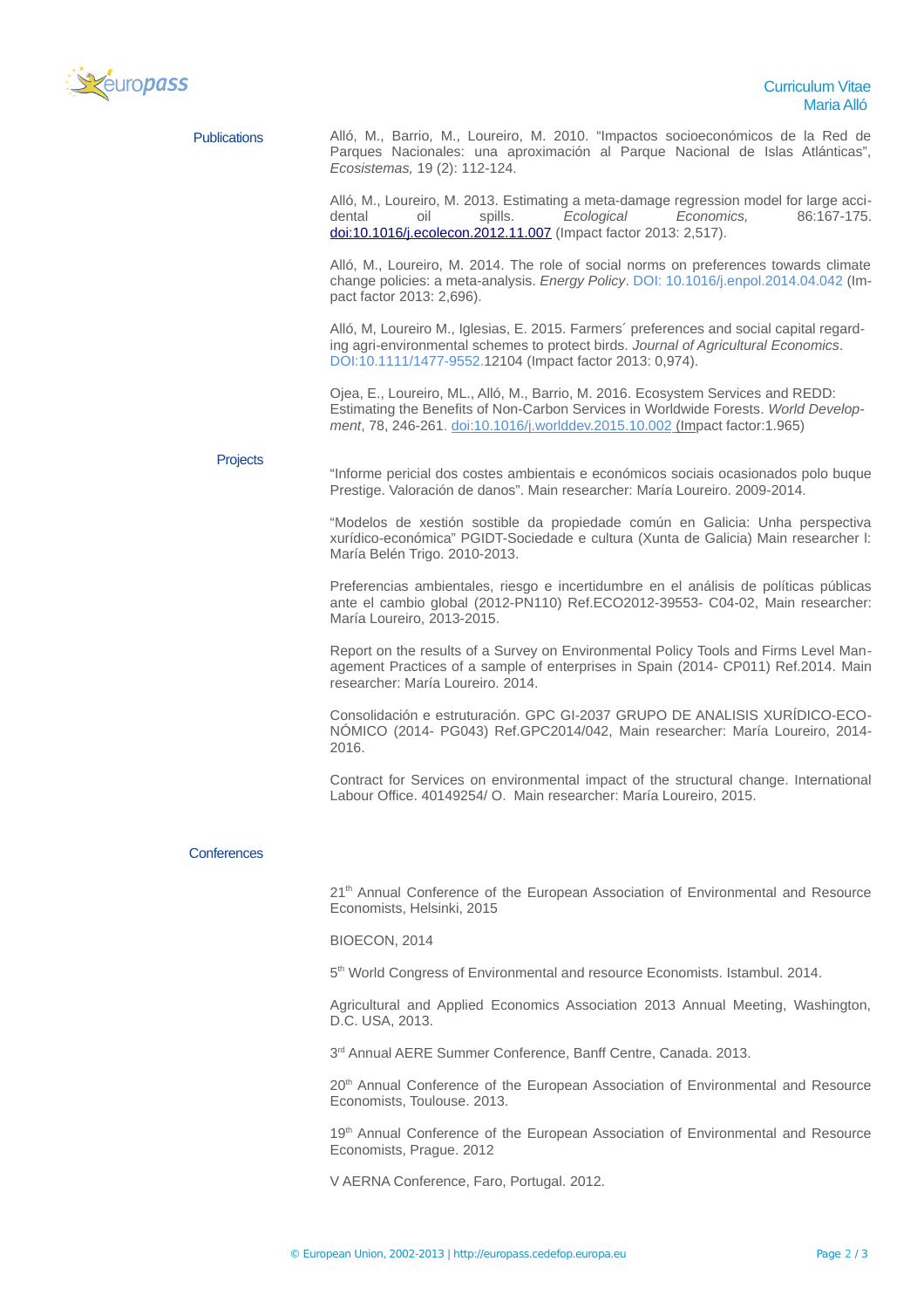## Publications

Alló, M., Barrio, M., Loureiro, M. 2010. "Impactos socioeconómicos de la Red de Parques Nacionales: una aproximación al Parque Nacional de Islas Atlánticas", *Ecosistemas,* 19 (2): 112-124.

Alló, M., Loureiro, M. 2013. Estimating a meta-damage regression model for large accidental oil spills. *Ecological Economics,* 86:167-175. doi:10.1016/j.ecolecon.2012.11.007 (Impact factor 2013: 2,517).

Alló, M., Loureiro, M. 2014. The role of social norms on preferences towards climate change policies: a meta-analysis. *Energy Policy*. DOI: 10.1016/j.enpol.2014.04.042 (Impact factor 2013: 2,696).

Alló, M, Loureiro M., Iglesias, E. 2015. Farmers´ preferences and social capital regarding agri-environmental schemes to protect birds. *Journal of Agricultural Economics*. DOI:10.1111/1477-9552.12104 (Impact factor 2013: 0,974).

Ojea, E., Loureiro, ML., Alló, M., Barrio, M. 2016. Ecosystem Services and REDD: Estimating the Benefits of Non-Carbon Services in Worldwide Forests. *World Development*, 78, 246-261. doi:10.1016/j.worlddev.2015.10.002 (Impact factor:1.965)

## Projects

"Informe pericial dos costes ambientais e económicos sociais ocasionados polo buque Prestige. Valoración de danos". Main researcher: María Loureiro. 2009-2014.

"Modelos de xestión sostible da propiedade común en Galicia: Unha perspectiva xurídico-económica" PGIDT-Sociedade e cultura (Xunta de Galicia) Main researcher l: María Belén Trigo. 2010-2013.

Preferencias ambientales, riesgo e incertidumbre en el análisis de políticas públicas ante el cambio global (2012-PN110) Ref.ECO2012-39553- C04-02, Main researcher: María Loureiro, 2013-2015.

Report on the results of a Survey on Environmental Policy Tools and Firms Level Management Practices of a sample of enterprises in Spain (2014- CP011) Ref.2014. Main researcher: María Loureiro. 2014.

Consolidación e estruturación. GPC GI-2037 GRUPO DE ANALISIS XURÍDICO-ECONÓMICO (2014- PG043) Ref.GPC2014/042, Main researcher: María Loureiro, 2014-2016.

Contract for Services on environmental impact of the structural change. International Labour Office. 40149254/ O. Main researcher: María Loureiro, 2015.

## Conferences

21th Annual Conference of the European Association of Environmental and Resource Economists, Helsinki, 2015

BIOECON, 2014

5th World Congress of Environmental and resource Economists. Istambul. 2014.

Agricultural and Applied Economics Association 2013 Annual Meeting, Washington, D.C. USA, 2013.

3rd Annual AERE Summer Conference, Banff Centre, Canada. 2013.

20th Annual Conference of the European Association of Environmental and Resource Economists, Toulouse. 2013.

19th Annual Conference of the European Association of Environmental and Resource Economists, Prague. 2012

V AERNA Conference, Faro, Portugal. 2012.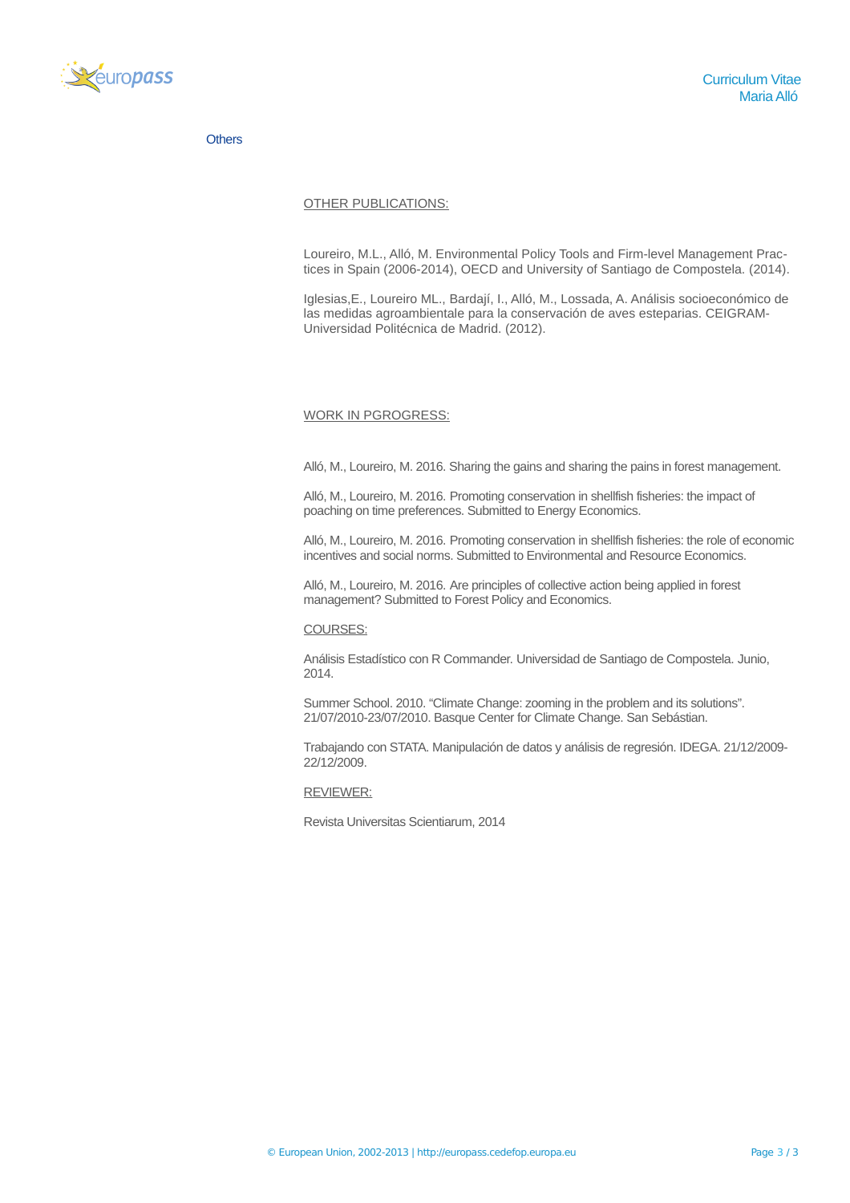## Others

OTHER PUBLICATIONS:

Loureiro, M.L., Alló, M. Environmental Policy Tools and Firm-level Management Practices in Spain (2006-2014), OECD and University of Santiago de Compostela. (2014).

Iglesias,E., Loureiro ML., Bardají, I., Alló, M., Lossada, A. Análisis socioeconómico de las medidas agroambientale para la conservación de aves esteparias. CEIGRAM-Universidad Politécnica de Madrid. (2012).

WORK IN PGROGRESS:

Alló, M., Loureiro, M. 2016. Sharing the gains and sharing the pains in forest management.

Alló, M., Loureiro, M. 2016. Promoting conservation in shellfish fisheries: the impact of poaching on time preferences. Submitted to Energy Economics.

Alló, M., Loureiro, M. 2016. Promoting conservation in shellfish fisheries: the role of economic incentives and social norms. Submitted to Environmental and Resource Economics.

Alló, M., Loureiro, M. 2016. Are principles of collective action being applied in forest management? Submitted to Forest Policy and Economics.

COURSES:

Análisis Estadístico con R Commander. Universidad de Santiago de Compostela. Junio, 2014.

Summer School. 2010. “Climate Change: zooming in the problem and its solutions”. 21/07/2010-23/07/2010. Basque Center for Climate Change. San Sebástian.

Trabajando con STATA. Manipulación de datos y análisis de regresión. IDEGA. 21/12/2009-22/12/2009.

REVIEWER:

Revista Universitas Scientiarum, 2014